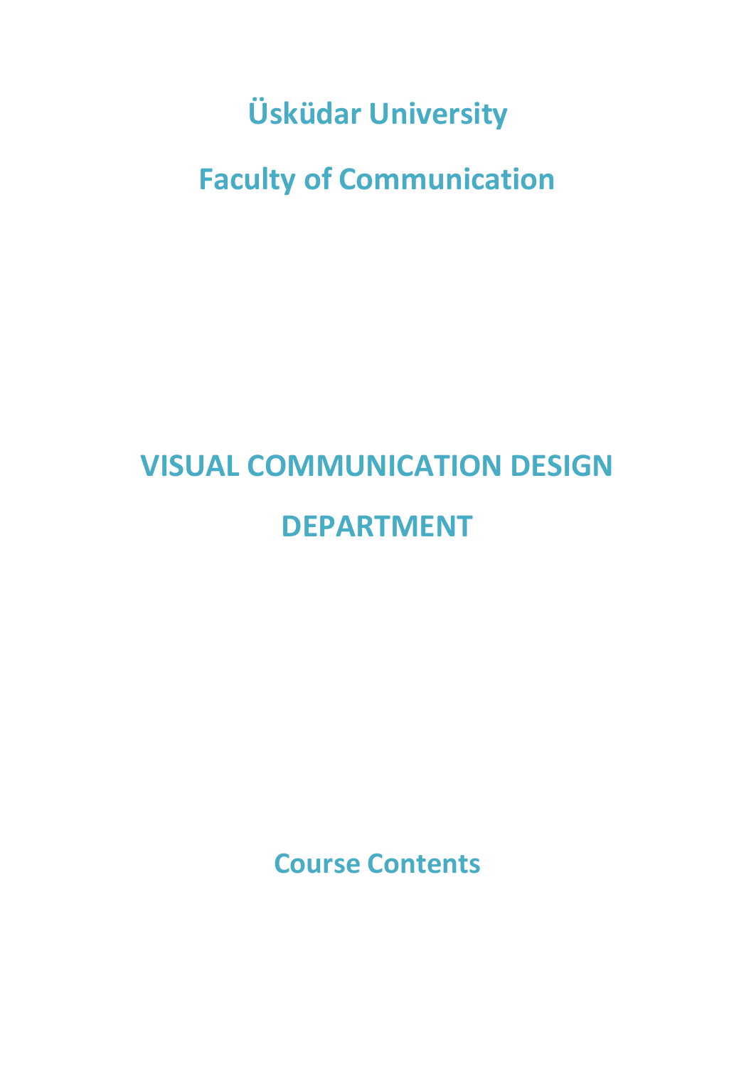# Üsküdar University

# Faculty of Communication

# VISUAL COMMUNICATION DESIGN DEPARTMENT

## Course Contents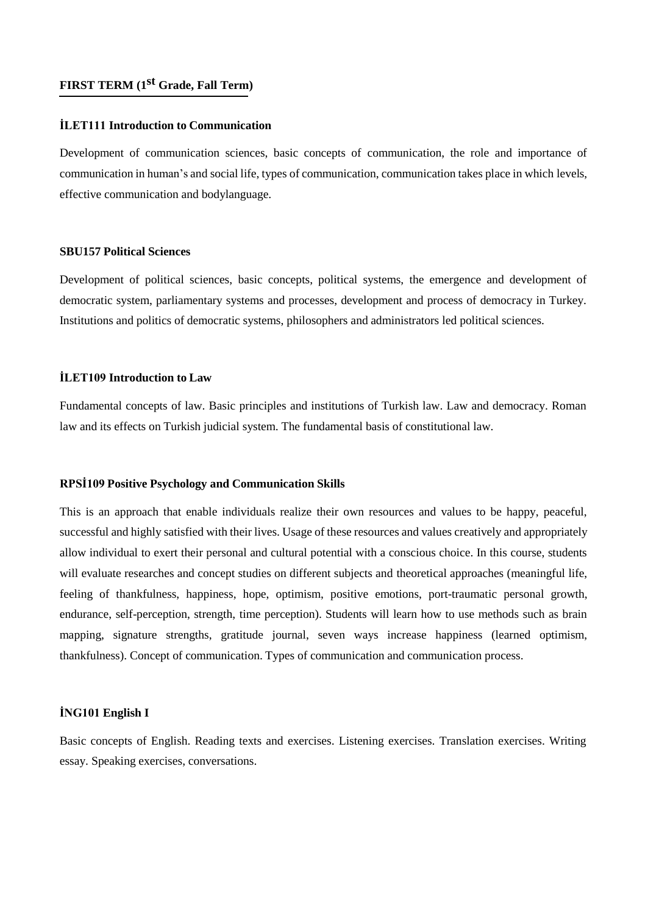## FIRST TERM (1st Grade, Fall Term)

### İLET111 Introduction to Communication

Development of communication sciences, basic concepts of communication, the role and importance of communication in human's and social life, types of communication, communication takes place in which levels, effective communication and bodylanguage.

### SBU157 Political Sciences

Development of political sciences, basic concepts, political systems, the emergence and development of democratic system, parliamentary systems and processes, development and process of democracy in Turkey. Institutions and politics of democratic systems, philosophers and administrators led political sciences.

### İLET109 Introduction to Law

Fundamental concepts of law. Basic principles and institutions of Turkish law. Law and democracy. Roman law and its effects on Turkish judicial system. The fundamental basis of constitutional law.

### RPSİ109 Positive Psychology and Communication Skills

This is an approach that enable individuals realize their own resources and values to be happy, peaceful, successful and highly satisfied with their lives. Usage of these resources and values creatively and appropriately allow individual to exert their personal and cultural potential with a conscious choice. In this course, students will evaluate researches and concept studies on different subjects and theoretical approaches (meaningful life, feeling of thankfulness, happiness, hope, optimism, positive emotions, port-traumatic personal growth, endurance, self-perception, strength, time perception). Students will learn how to use methods such as brain mapping, signature strengths, gratitude journal, seven ways increase happiness (learned optimism, thankfulness). Concept of communication. Types of communication and communication process.

### İNG101 English I

Basic concepts of English. Reading texts and exercises. Listening exercises. Translation exercises. Writing essay. Speaking exercises, conversations.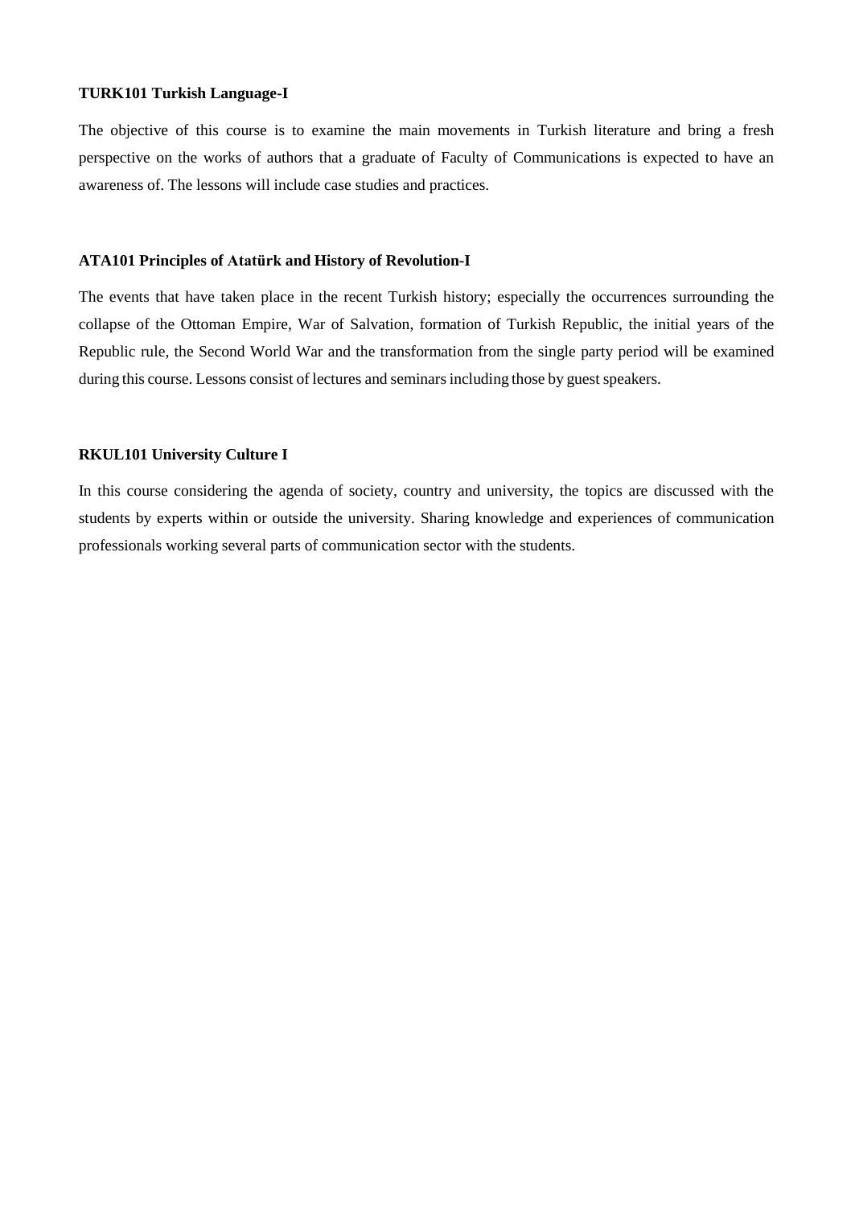**TURK101 Turkish Language-I**

The objective of this course is to examine the main movements in Turkish literature and bring a fresh perspective on the works of authors that a graduate of Faculty of Communications is expected to have an awareness of. The lessons will include case studies and practices.

**ATA101 Principles of Atatürk and History of Revolution-I**

The events that have taken place in the recent Turkish history; especially the occurrences surrounding the collapse of the Ottoman Empire, War of Salvation, formation of Turkish Republic, the initial years of the Republic rule, the Second World War and the transformation from the single party period will be examined during this course. Lessons consist of lectures and seminars including those by guest speakers.

**RKUL101 University Culture I**

In this course considering the agenda of society, country and university, the topics are discussed with the students by experts within or outside the university. Sharing knowledge and experiences of communication professionals working several parts of communication sector with the students.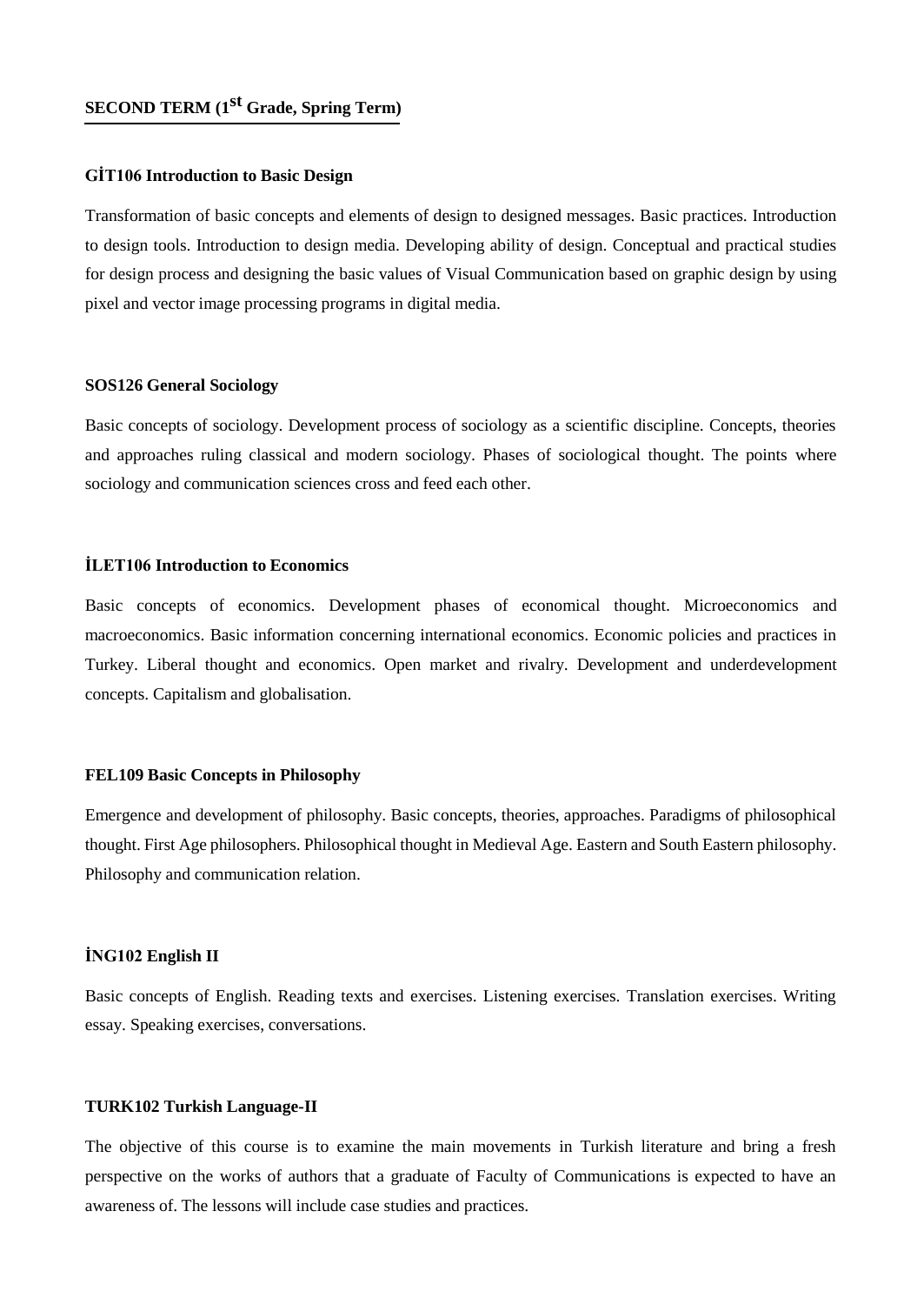## SECOND TERM (1st Grade, Spring Term)

### GİT106 Introduction to Basic Design

Transformation of basic concepts and elements of design to designed messages. Basic practices. Introduction to design tools. Introduction to design media. Developing ability of design. Conceptual and practical studies for design process and designing the basic values of Visual Communication based on graphic design by using pixel and vector image processing programs in digital media.

### SOS126 General Sociology

Basic concepts of sociology. Development process of sociology as a scientific discipline. Concepts, theories and approaches ruling classical and modern sociology. Phases of sociological thought. The points where sociology and communication sciences cross and feed each other.

### İLET106 Introduction to Economics

Basic concepts of economics. Development phases of economical thought. Microeconomics and macroeconomics. Basic information concerning international economics. Economic policies and practices in Turkey. Liberal thought and economics. Open market and rivalry. Development and underdevelopment concepts. Capitalism and globalisation.

### FEL109 Basic Concepts in Philosophy

Emergence and development of philosophy. Basic concepts, theories, approaches. Paradigms of philosophical thought. First Age philosophers. Philosophical thought in Medieval Age. Eastern and South Eastern philosophy. Philosophy and communication relation.

### İNG102 English II

Basic concepts of English. Reading texts and exercises. Listening exercises. Translation exercises. Writing essay. Speaking exercises, conversations.

### TURK102 Turkish Language-II

The objective of this course is to examine the main movements in Turkish literature and bring a fresh perspective on the works of authors that a graduate of Faculty of Communications is expected to have an awareness of. The lessons will include case studies and practices.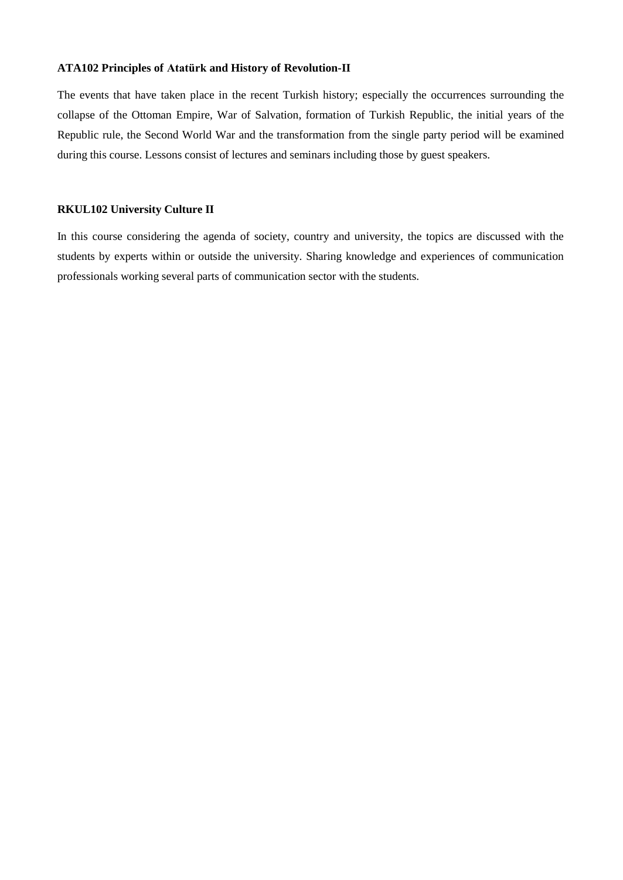**ATA102 Principles of Atatürk and History of Revolution-II**

The events that have taken place in the recent Turkish history; especially the occurrences surrounding the collapse of the Ottoman Empire, War of Salvation, formation of Turkish Republic, the initial years of the Republic rule, the Second World War and the transformation from the single party period will be examined during this course. Lessons consist of lectures and seminars including those by guest speakers.

**RKUL102 University Culture II**

In this course considering the agenda of society, country and university, the topics are discussed with the students by experts within or outside the university. Sharing knowledge and experiences of communication professionals working several parts of communication sector with the students.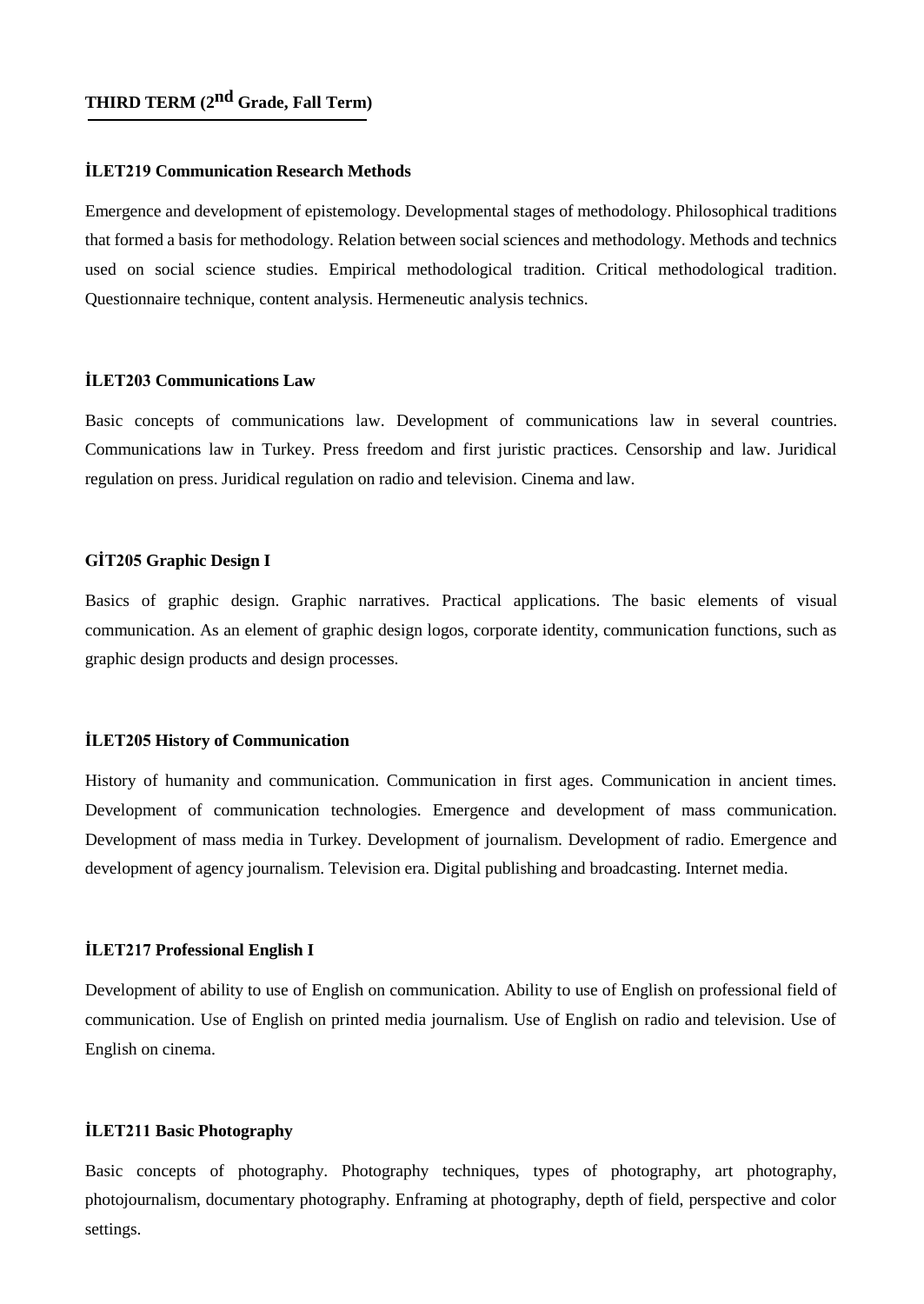## THIRD TERM (2nd Grade, Fall Term)

### İLET219 Communication Research Methods

Emergence and development of epistemology. Developmental stages of methodology. Philosophical traditions that formed a basis for methodology. Relation between social sciences and methodology. Methods and technics used on social science studies. Empirical methodological tradition. Critical methodological tradition. Questionnaire technique, content analysis. Hermeneutic analysis technics.

### İLET203 Communications Law

Basic concepts of communications law. Development of communications law in several countries. Communications law in Turkey. Press freedom and first juristic practices. Censorship and law. Juridical regulation on press. Juridical regulation on radio and television. Cinema and law.

### GİT205 Graphic Design I

Basics of graphic design. Graphic narratives. Practical applications. The basic elements of visual communication. As an element of graphic design logos, corporate identity, communication functions, such as graphic design products and design processes.

### İLET205 History of Communication

History of humanity and communication. Communication in first ages. Communication in ancient times. Development of communication technologies. Emergence and development of mass communication. Development of mass media in Turkey. Development of journalism. Development of radio. Emergence and development of agency journalism. Television era. Digital publishing and broadcasting. Internet media.

### İLET217 Professional English I

Development of ability to use of English on communication. Ability to use of English on professional field of communication. Use of English on printed media journalism. Use of English on radio and television. Use of English on cinema.

### İLET211 Basic Photography

Basic concepts of photography. Photography techniques, types of photography, art photography, photojournalism, documentary photography. Enframing at photography, depth of field, perspective and color settings.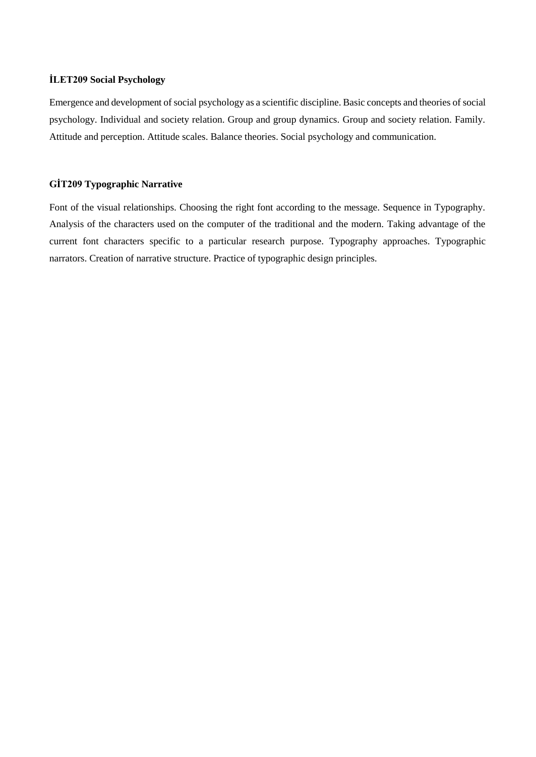**İLET209 Social Psychology**

Emergence and development of social psychology as a scientific discipline. Basic concepts and theories of social psychology. Individual and society relation. Group and group dynamics. Group and society relation. Family. Attitude and perception. Attitude scales. Balance theories. Social psychology and communication.

**GİT209 Typographic Narrative**

Font of the visual relationships. Choosing the right font according to the message. Sequence in Typography. Analysis of the characters used on the computer of the traditional and the modern. Taking advantage of the current font characters specific to a particular research purpose. Typography approaches. Typographic narrators. Creation of narrative structure. Practice of typographic design principles.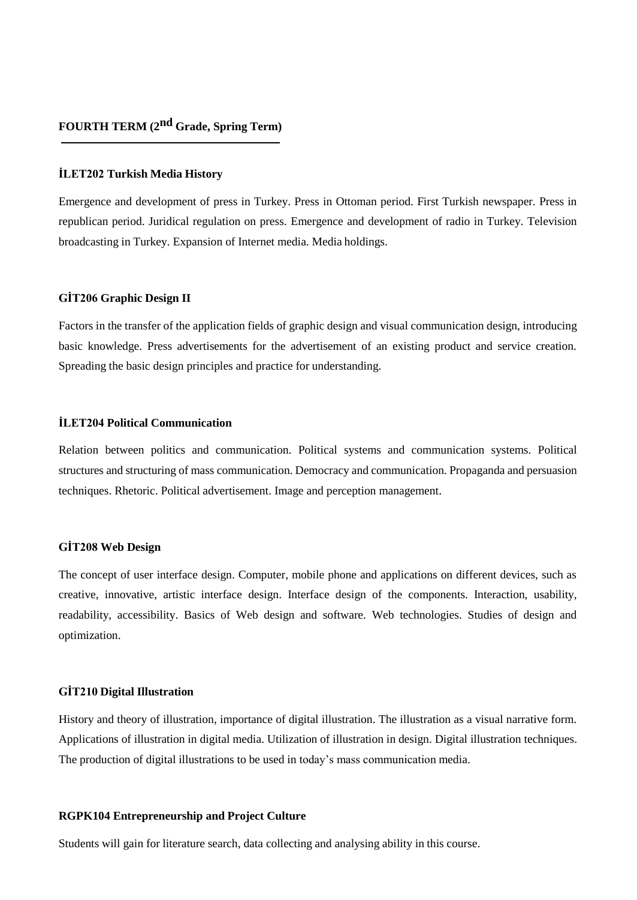## FOURTH TERM (2nd Grade, Spring Term)

### İLET202 Turkish Media History

Emergence and development of press in Turkey. Press in Ottoman period. First Turkish newspaper. Press in republican period. Juridical regulation on press. Emergence and development of radio in Turkey. Television broadcasting in Turkey. Expansion of Internet media. Media holdings.

### GİT206 Graphic Design II

Factors in the transfer of the application fields of graphic design and visual communication design, introducing basic knowledge. Press advertisements for the advertisement of an existing product and service creation. Spreading the basic design principles and practice for understanding.

### İLET204 Political Communication

Relation between politics and communication. Political systems and communication systems. Political structures and structuring of mass communication. Democracy and communication. Propaganda and persuasion techniques. Rhetoric. Political advertisement. Image and perception management.

### GİT208 Web Design

The concept of user interface design. Computer, mobile phone and applications on different devices, such as creative, innovative, artistic interface design. Interface design of the components. Interaction, usability, readability, accessibility. Basics of Web design and software. Web technologies. Studies of design and optimization.

### GİT210 Digital Illustration

History and theory of illustration, importance of digital illustration. The illustration as a visual narrative form. Applications of illustration in digital media. Utilization of illustration in design. Digital illustration techniques. The production of digital illustrations to be used in today's mass communication media.

### RGPK104 Entrepreneurship and Project Culture

Students will gain for literature search, data collecting and analysing ability in this course.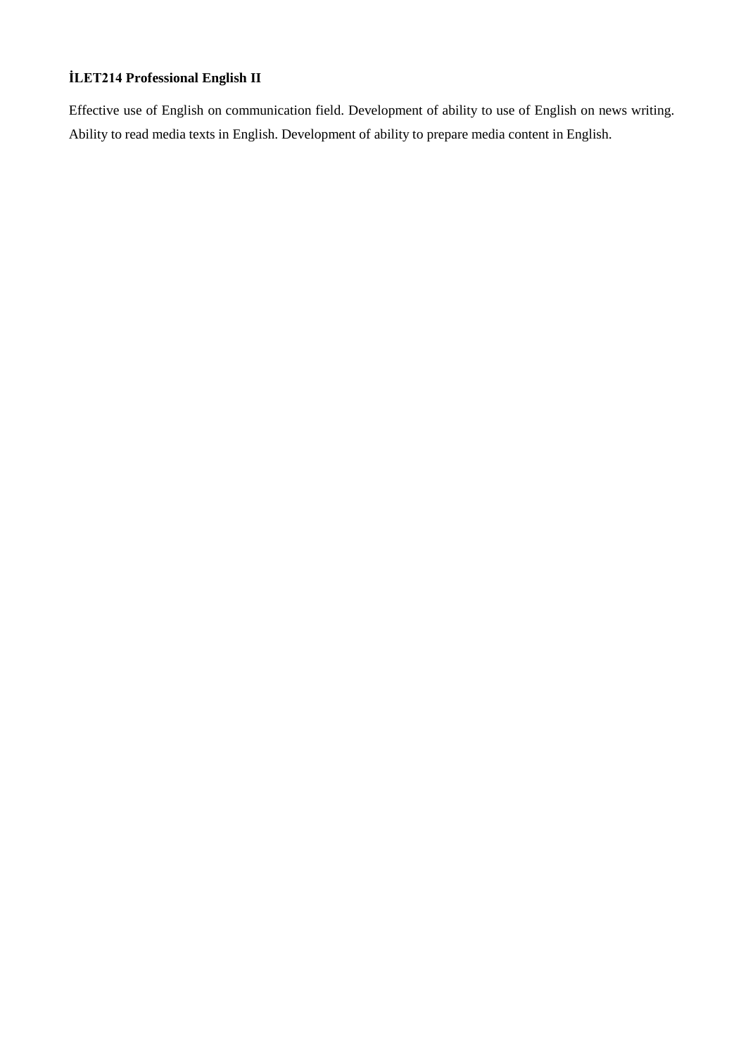**İLET214 Professional English II**

Effective use of English on communication field. Development of ability to use of English on news writing. Ability to read media texts in English. Development of ability to prepare media content in English.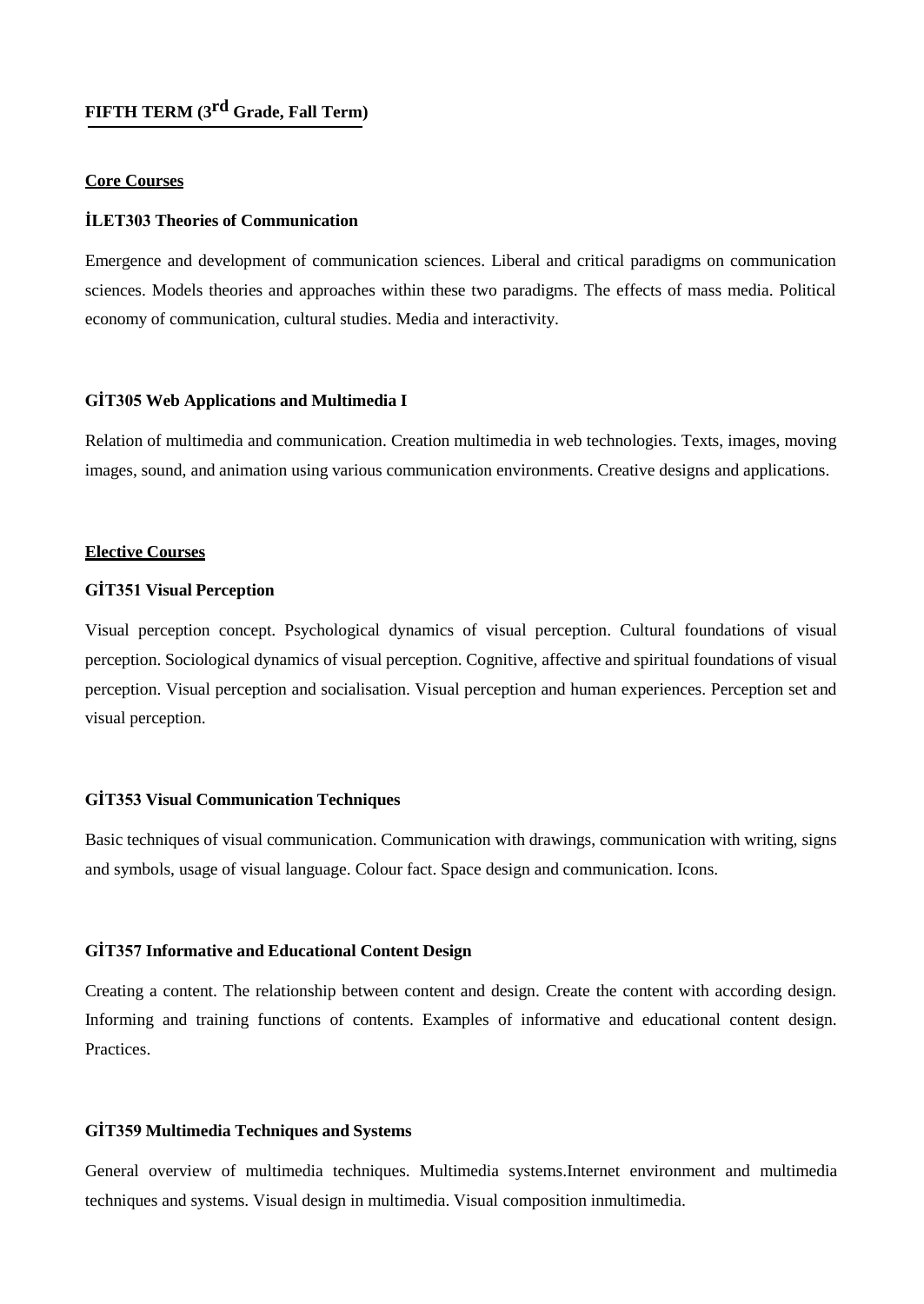## FIFTH TERM (3rd Grade, Fall Term)

### Core Courses

**İLET303 Theories of Communication**

Emergence and development of communication sciences. Liberal and critical paradigms on communication sciences. Models theories and approaches within these two paradigms. The effects of mass media. Political economy of communication, cultural studies. Media and interactivity.

**GİT305 Web Applications and Multimedia I**

Relation of multimedia and communication. Creation multimedia in web technologies. Texts, images, moving images, sound, and animation using various communication environments. Creative designs and applications.

### Elective Courses

**GİT351 Visual Perception**

Visual perception concept. Psychological dynamics of visual perception. Cultural foundations of visual perception. Sociological dynamics of visual perception. Cognitive, affective and spiritual foundations of visual perception. Visual perception and socialisation. Visual perception and human experiences. Perception set and visual perception.

**GİT353 Visual Communication Techniques**

Basic techniques of visual communication. Communication with drawings, communication with writing, signs and symbols, usage of visual language. Colour fact. Space design and communication. Icons.

**GİT357 Informative and Educational Content Design**

Creating a content. The relationship between content and design. Create the content with according design. Informing and training functions of contents. Examples of informative and educational content design. Practices.

**GİT359 Multimedia Techniques and Systems**

General overview of multimedia techniques. Multimedia systems.Internet environment and multimedia techniques and systems. Visual design in multimedia. Visual composition inmultimedia.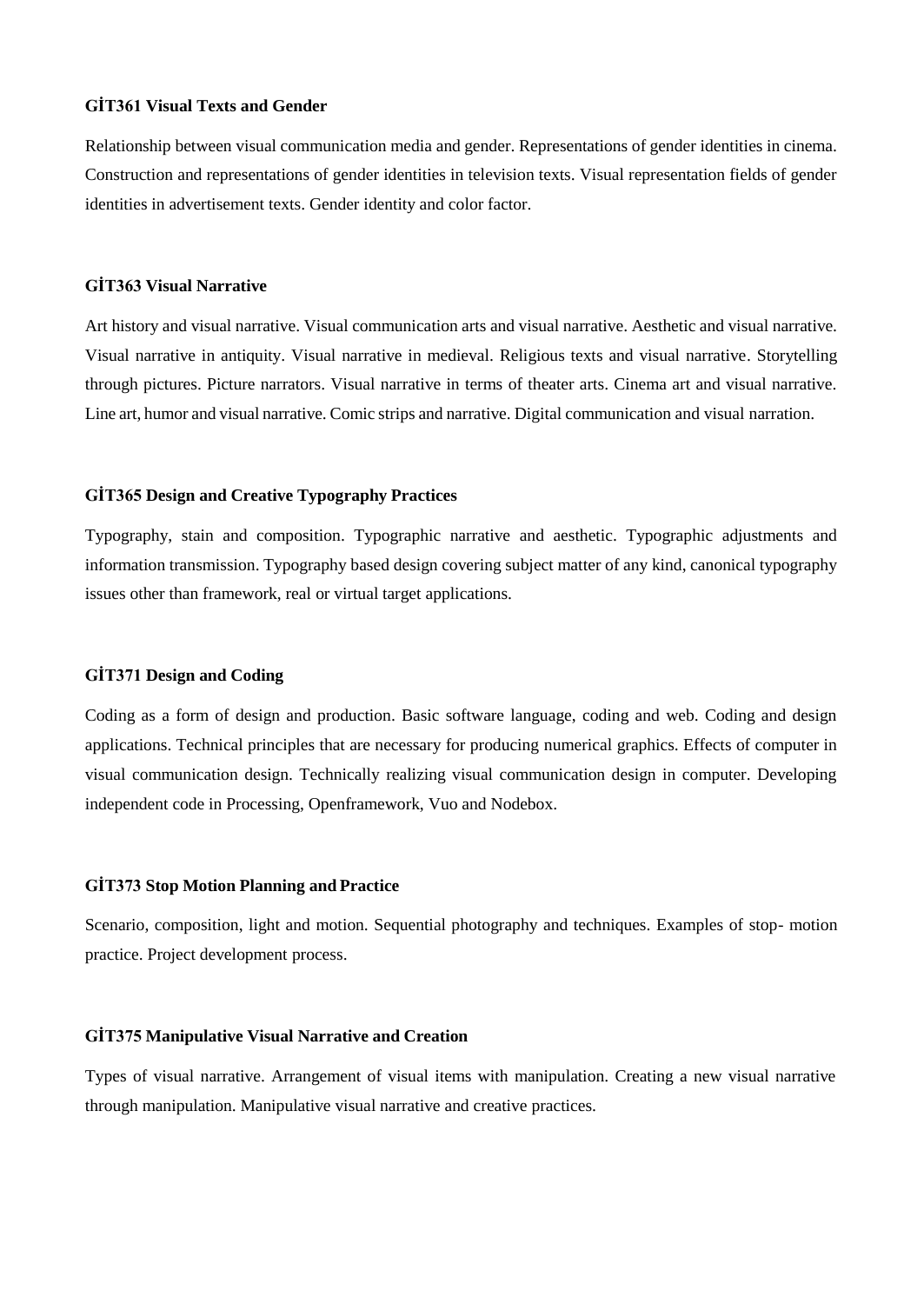**GİT361 Visual Texts and Gender**

Relationship between visual communication media and gender. Representations of gender identities in cinema. Construction and representations of gender identities in television texts. Visual representation fields of gender identities in advertisement texts. Gender identity and color factor.

**GİT363 Visual Narrative**

Art history and visual narrative. Visual communication arts and visual narrative. Aesthetic and visual narrative. Visual narrative in antiquity. Visual narrative in medieval. Religious texts and visual narrative. Storytelling through pictures. Picture narrators. Visual narrative in terms of theater arts. Cinema art and visual narrative. Line art, humor and visual narrative. Comic strips and narrative. Digital communication and visual narration.

**GİT365 Design and Creative Typography Practices**

Typography, stain and composition. Typographic narrative and aesthetic. Typographic adjustments and information transmission. Typography based design covering subject matter of any kind, canonical typography issues other than framework, real or virtual target applications.

**GİT371 Design and Coding**

Coding as a form of design and production. Basic software language, coding and web. Coding and design applications. Technical principles that are necessary for producing numerical graphics. Effects of computer in visual communication design. Technically realizing visual communication design in computer. Developing independent code in Processing, Openframework, Vuo and Nodebox.

**GİT373 Stop Motion Planning and Practice**

Scenario, composition, light and motion. Sequential photography and techniques. Examples of stop- motion practice. Project development process.

**GİT375 Manipulative Visual Narrative and Creation**

Types of visual narrative. Arrangement of visual items with manipulation. Creating a new visual narrative through manipulation. Manipulative visual narrative and creative practices.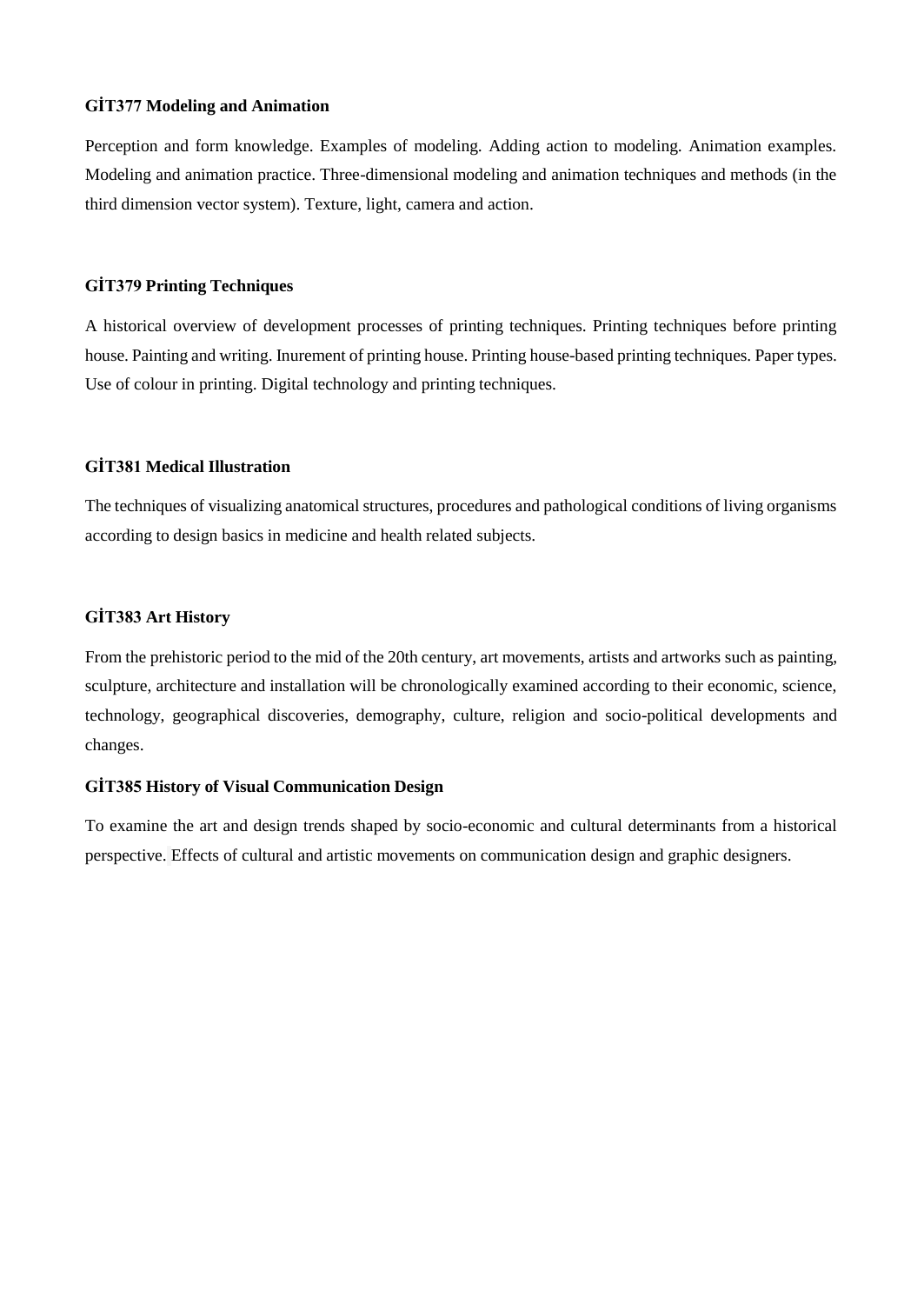**GİT377 Modeling and Animation**

Perception and form knowledge. Examples of modeling. Adding action to modeling. Animation examples. Modeling and animation practice. Three-dimensional modeling and animation techniques and methods (in the third dimension vector system). Texture, light, camera and action.

**GİT379 Printing Techniques**

A historical overview of development processes of printing techniques. Printing techniques before printing house. Painting and writing. Inurement of printing house. Printing house-based printing techniques. Paper types. Use of colour in printing. Digital technology and printing techniques.

**GİT381 Medical Illustration**

The techniques of visualizing anatomical structures, procedures and pathological conditions of living organisms according to design basics in medicine and health related subjects.

**GİT383 Art History**

From the prehistoric period to the mid of the 20th century, art movements, artists and artworks such as painting, sculpture, architecture and installation will be chronologically examined according to their economic, science, technology, geographical discoveries, demography, culture, religion and socio-political developments and changes.

**GİT385 History of Visual Communication Design**

To examine the art and design trends shaped by socio-economic and cultural determinants from a historical perspective. Effects of cultural and artistic movements on communication design and graphic designers.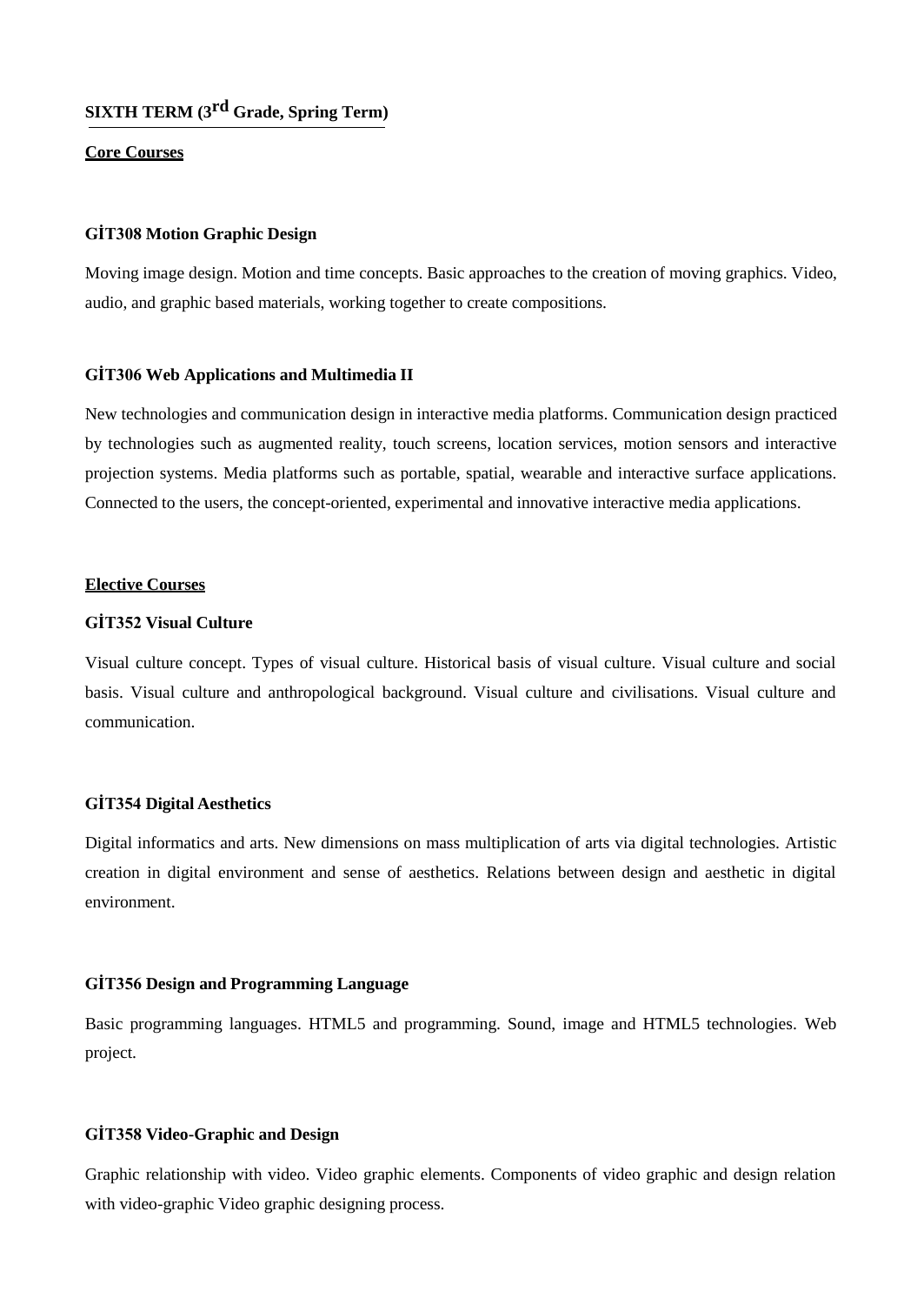## SIXTH TERM (3rd Grade, Spring Term)

**Core Courses**

**GİT308 Motion Graphic Design**

Moving image design. Motion and time concepts. Basic approaches to the creation of moving graphics. Video, audio, and graphic based materials, working together to create compositions.

**GİT306 Web Applications and Multimedia II**

New technologies and communication design in interactive media platforms. Communication design practiced by technologies such as augmented reality, touch screens, location services, motion sensors and interactive projection systems. Media platforms such as portable, spatial, wearable and interactive surface applications. Connected to the users, the concept-oriented, experimental and innovative interactive media applications.

**Elective Courses**

**GİT352 Visual Culture**

Visual culture concept. Types of visual culture. Historical basis of visual culture. Visual culture and social basis. Visual culture and anthropological background. Visual culture and civilisations. Visual culture and communication.

**GİT354 Digital Aesthetics**

Digital informatics and arts. New dimensions on mass multiplication of arts via digital technologies. Artistic creation in digital environment and sense of aesthetics. Relations between design and aesthetic in digital environment.

**GİT356 Design and Programming Language**

Basic programming languages. HTML5 and programming. Sound, image and HTML5 technologies. Web project.

**GİT358 Video-Graphic and Design**

Graphic relationship with video. Video graphic elements. Components of video graphic and design relation with video-graphic Video graphic designing process.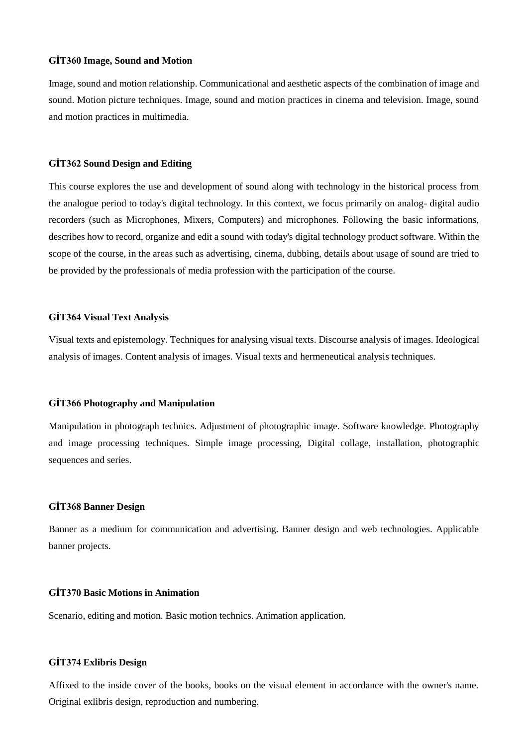**GİT360 Image, Sound and Motion**

Image, sound and motion relationship. Communicational and aesthetic aspects of the combination of image and sound. Motion picture techniques. Image, sound and motion practices in cinema and television. Image, sound and motion practices in multimedia.

**GİT362 Sound Design and Editing**

This course explores the use and development of sound along with technology in the historical process from the analogue period to today's digital technology. In this context, we focus primarily on analog- digital audio recorders (such as Microphones, Mixers, Computers) and microphones. Following the basic informations, describes how to record, organize and edit a sound with today's digital technology product software. Within the scope of the course, in the areas such as advertising, cinema, dubbing, details about usage of sound are tried to be provided by the professionals of media profession with the participation of the course.

**GİT364 Visual Text Analysis**

Visual texts and epistemology. Techniques for analysing visual texts. Discourse analysis of images. Ideological analysis of images. Content analysis of images. Visual texts and hermeneutical analysis techniques.

**GİT366 Photography and Manipulation**

Manipulation in photograph technics. Adjustment of photographic image. Software knowledge. Photography and image processing techniques. Simple image processing, Digital collage, installation, photographic sequences and series.

**GİT368 Banner Design**

Banner as a medium for communication and advertising. Banner design and web technologies. Applicable banner projects.

**GİT370 Basic Motions in Animation**

Scenario, editing and motion. Basic motion technics. Animation application.

**GİT374 Exlibris Design**

Affixed to the inside cover of the books, books on the visual element in accordance with the owner's name. Original exlibris design, reproduction and numbering.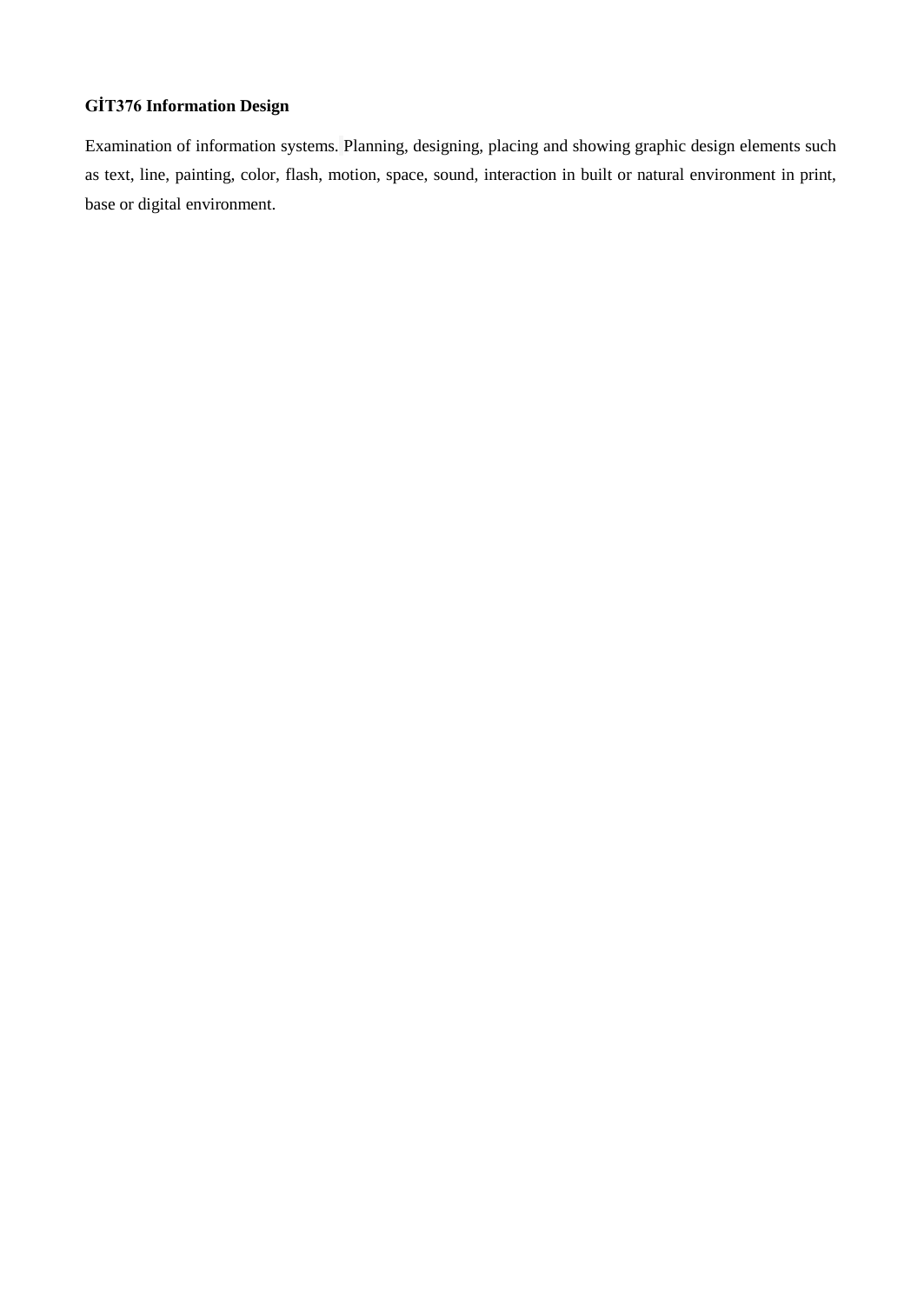**GİT376 Information Design**

Examination of information systems. Planning, designing, placing and showing graphic design elements such as text, line, painting, color, flash, motion, space, sound, interaction in built or natural environment in print, base or digital environment.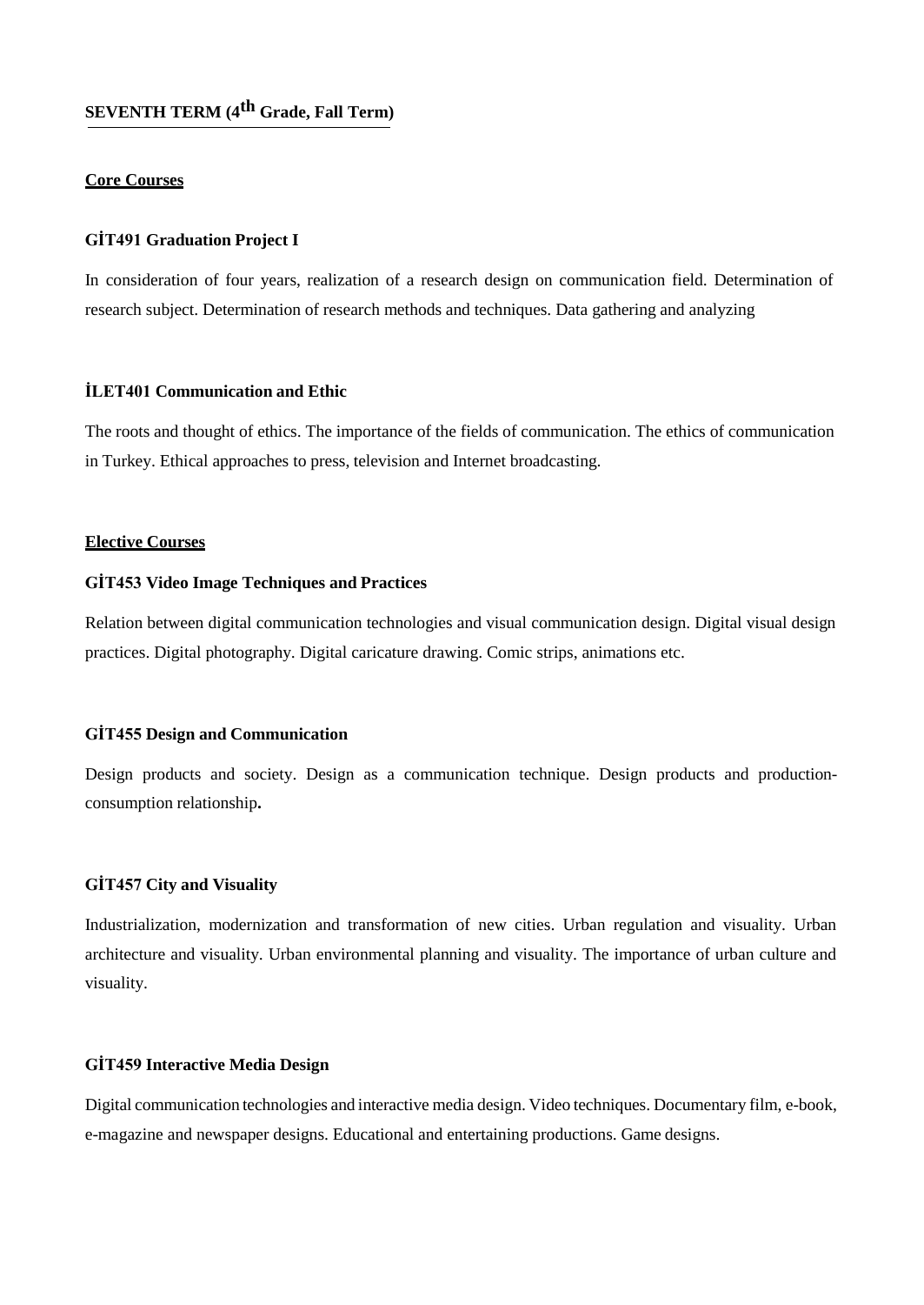## SEVENTH TERM (4th Grade, Fall Term)

### Core Courses

**GİT491 Graduation Project I**

In consideration of four years, realization of a research design on communication field. Determination of research subject. Determination of research methods and techniques. Data gathering and analyzing

**İLET401 Communication and Ethic**

The roots and thought of ethics. The importance of the fields of communication. The ethics of communication in Turkey. Ethical approaches to press, television and Internet broadcasting.

### Elective Courses

**GİT453 Video Image Techniques and Practices**

Relation between digital communication technologies and visual communication design. Digital visual design practices. Digital photography. Digital caricature drawing. Comic strips, animations etc.

**GİT455 Design and Communication**

Design products and society. Design as a communication technique. Design products and production-consumption relationship**.**

**GİT457 City and Visuality**

Industrialization, modernization and transformation of new cities. Urban regulation and visuality. Urban architecture and visuality. Urban environmental planning and visuality. The importance of urban culture and visuality.

**GİT459 Interactive Media Design**

Digital communication technologies and interactive media design. Video techniques. Documentary film, e-book, e-magazine and newspaper designs. Educational and entertaining productions. Game designs.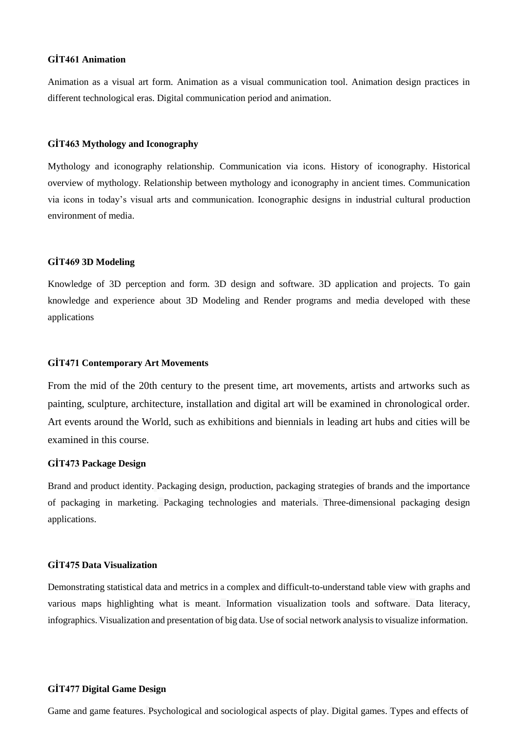**GİT461 Animation**

Animation as a visual art form. Animation as a visual communication tool. Animation design practices in different technological eras. Digital communication period and animation.

**GİT463 Mythology and Iconography**

Mythology and iconography relationship. Communication via icons. History of iconography. Historical overview of mythology. Relationship between mythology and iconography in ancient times. Communication via icons in today's visual arts and communication. Iconographic designs in industrial cultural production environment of media.

**GİT469 3D Modeling**

Knowledge of 3D perception and form. 3D design and software. 3D application and projects. To gain knowledge and experience about 3D Modeling and Render programs and media developed with these applications

**GİT471 Contemporary Art Movements**

From the mid of the 20th century to the present time, art movements, artists and artworks such as painting, sculpture, architecture, installation and digital art will be examined in chronological order. Art events around the World, such as exhibitions and biennials in leading art hubs and cities will be examined in this course.

**GİT473 Package Design**

Brand and product identity. Packaging design, production, packaging strategies of brands and the importance of packaging in marketing. Packaging technologies and materials. Three-dimensional packaging design applications.

**GİT475 Data Visualization**

Demonstrating statistical data and metrics in a complex and difficult-to-understand table view with graphs and various maps highlighting what is meant. Information visualization tools and software. Data literacy, infographics. Visualization and presentation of big data. Use of social network analysis to visualize information.

**GİT477 Digital Game Design**

Game and game features. Psychological and sociological aspects of play. Digital games. Types and effects of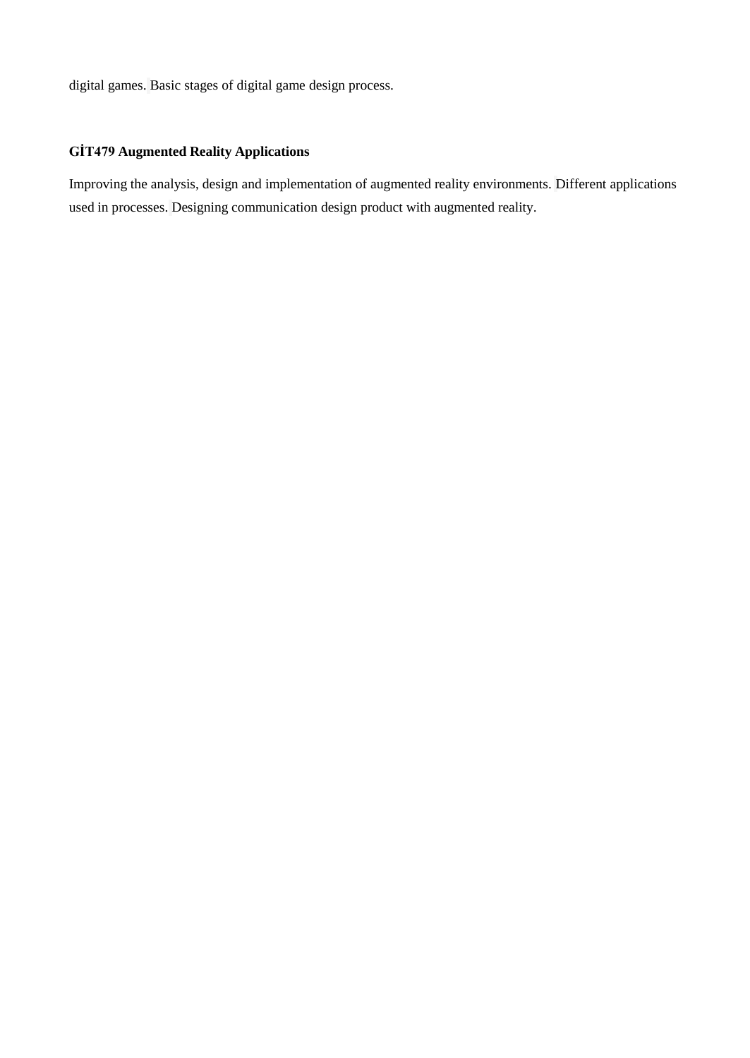digital games. Basic stages of digital game design process.

**GİT479 Augmented Reality Applications**

Improving the analysis, design and implementation of augmented reality environments. Different applications used in processes. Designing communication design product with augmented reality.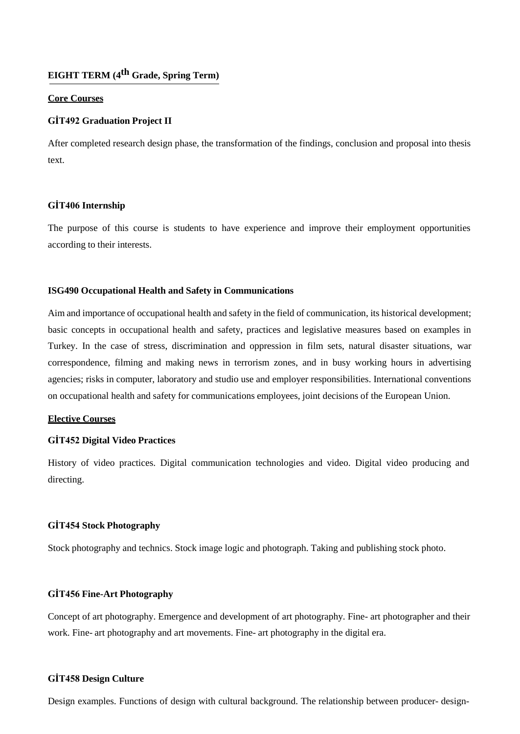## EIGHT TERM (4th Grade, Spring Term)

**Core Courses**

**GİT492 Graduation Project II**

After completed research design phase, the transformation of the findings, conclusion and proposal into thesis text.

**GİT406 Internship**

The purpose of this course is students to have experience and improve their employment opportunities according to their interests.

**ISG490 Occupational Health and Safety in Communications**

Aim and importance of occupational health and safety in the field of communication, its historical development; basic concepts in occupational health and safety, practices and legislative measures based on examples in Turkey. In the case of stress, discrimination and oppression in film sets, natural disaster situations, war correspondence, filming and making news in terrorism zones, and in busy working hours in advertising agencies; risks in computer, laboratory and studio use and employer responsibilities. International conventions on occupational health and safety for communications employees, joint decisions of the European Union.

**Elective Courses**

**GİT452 Digital Video Practices**

History of video practices. Digital communication technologies and video. Digital video producing and directing.

**GİT454 Stock Photography**

Stock photography and technics. Stock image logic and photograph. Taking and publishing stock photo.

**GİT456 Fine-Art Photography**

Concept of art photography. Emergence and development of art photography. Fine- art photographer and their work. Fine- art photography and art movements. Fine- art photography in the digital era.

**GİT458 Design Culture**

Design examples. Functions of design with cultural background. The relationship between producer- design-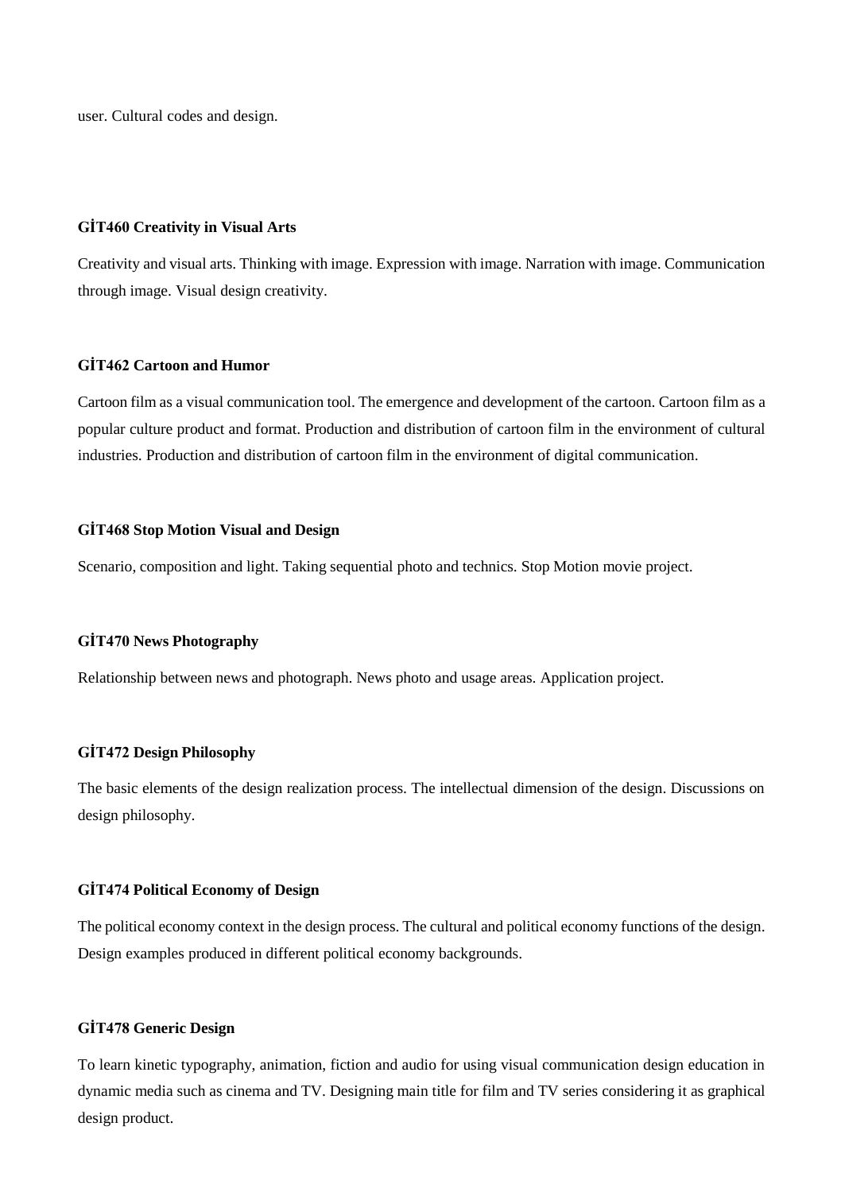user. Cultural codes and design.

**GİT460 Creativity in Visual Arts**

Creativity and visual arts. Thinking with image. Expression with image. Narration with image. Communication through image. Visual design creativity.

**GİT462 Cartoon and Humor**

Cartoon film as a visual communication tool. The emergence and development of the cartoon. Cartoon film as a popular culture product and format. Production and distribution of cartoon film in the environment of cultural industries. Production and distribution of cartoon film in the environment of digital communication.

**GİT468 Stop Motion Visual and Design**

Scenario, composition and light. Taking sequential photo and technics. Stop Motion movie project.

**GİT470 News Photography**

Relationship between news and photograph. News photo and usage areas. Application project.

**GİT472 Design Philosophy**

The basic elements of the design realization process. The intellectual dimension of the design. Discussions on design philosophy.

**GİT474 Political Economy of Design**

The political economy context in the design process. The cultural and political economy functions of the design. Design examples produced in different political economy backgrounds.

**GİT478 Generic Design**

To learn kinetic typography, animation, fiction and audio for using visual communication design education in dynamic media such as cinema and TV. Designing main title for film and TV series considering it as graphical design product.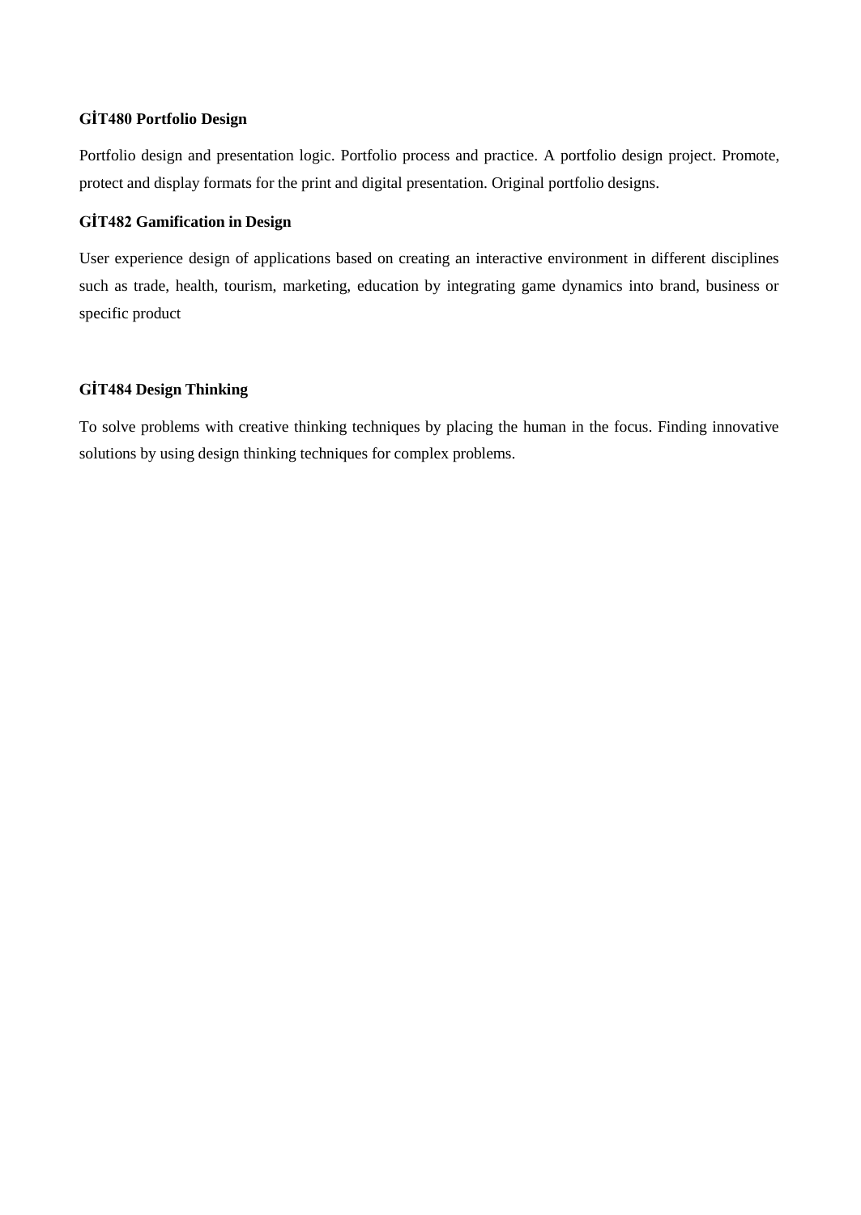**GİT480 Portfolio Design**

Portfolio design and presentation logic. Portfolio process and practice. A portfolio design project. Promote, protect and display formats for the print and digital presentation. Original portfolio designs.

**GİT482 Gamification in Design**

User experience design of applications based on creating an interactive environment in different disciplines such as trade, health, tourism, marketing, education by integrating game dynamics into brand, business or specific product

**GİT484 Design Thinking**

To solve problems with creative thinking techniques by placing the human in the focus. Finding innovative solutions by using design thinking techniques for complex problems.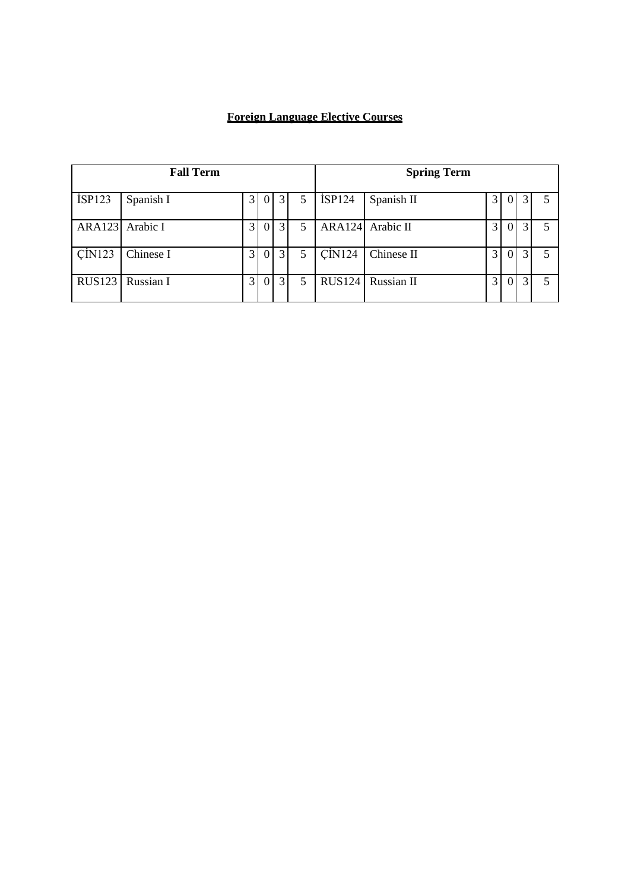**Foreign Language Elective Courses**

| Fall Term | | | | | | Spring Term | | | | | |
|---|---|---|---|---|---|---|---|---|---|---|---|
| İSP123 | Spanish I | 3 | 0 | 3 | 5 | İSP124 | Spanish II | 3 | 0 | 3 | 5 |
| ARA123 | Arabic I | 3 | 0 | 3 | 5 | ARA124 | Arabic II | 3 | 0 | 3 | 5 |
| ÇİN123 | Chinese I | 3 | 0 | 3 | 5 | ÇİN124 | Chinese II | 3 | 0 | 3 | 5 |
| RUS123 | Russian I | 3 | 0 | 3 | 5 | RUS124 | Russian II | 3 | 0 | 3 | 5 |